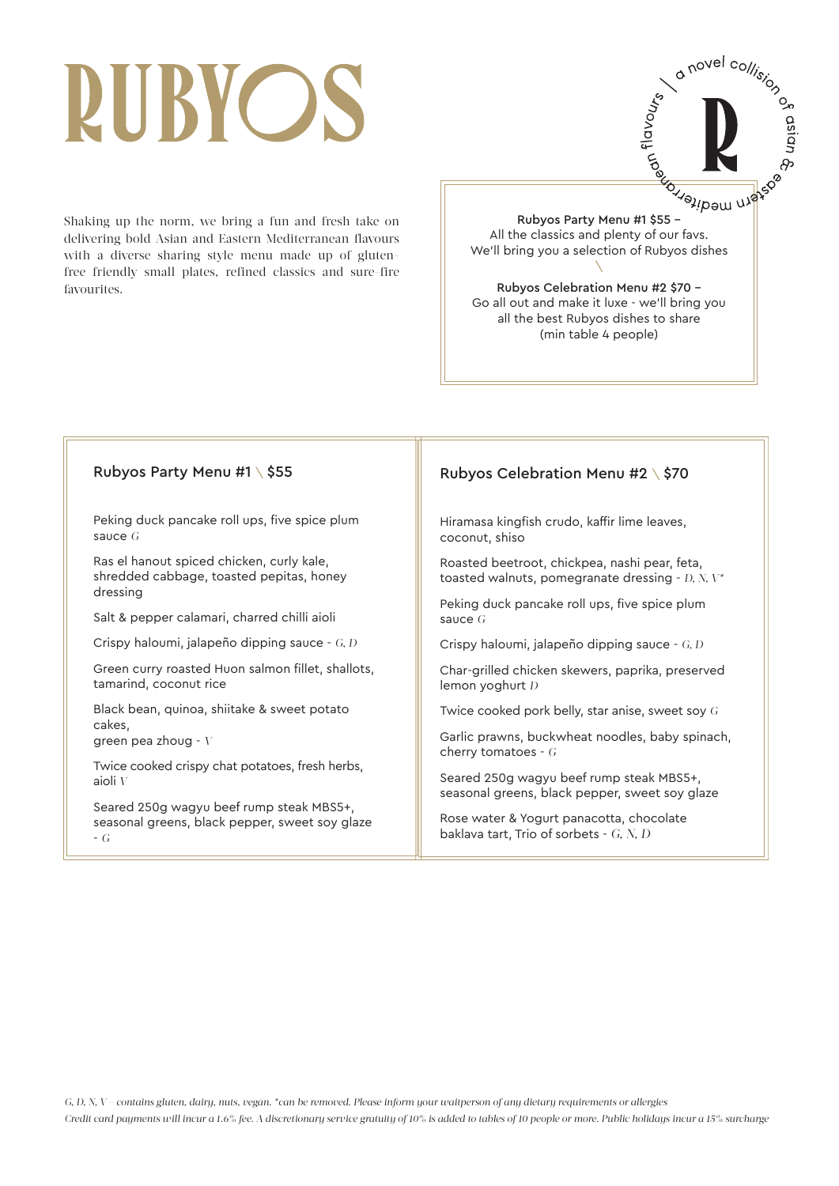# RUBYOS

*a novel collision of asian & eastern mediterranean flavours*

Shaking up the norm, we bring a fun and fresh take on delivering bold Asian and Eastern Mediterranean flavours with a diverse sharing style menu made up of gluten-free friendly small plates, refined classics and sure fire favourites.

**Rubyos Party Menu #1 $55 –**
All the classics and plenty of our favs.
We'll bring you a selection of Rubyos dishes

\

**Rubyos Celebration Menu #2 $70 –**
Go all out and make it luxe - we'll bring you all the best Rubyos dishes to share
(min table 4 people)

## Rubyos Party Menu #1 \ $55

Peking duck pancake roll ups, five spice plum sauce *G*

Ras el hanout spiced chicken, curly kale, shredded cabbage, toasted pepitas, honey dressing

Salt & pepper calamari, charred chilli aioli

Crispy haloumi, jalapeño dipping sauce - *G, D*

Green curry roasted Huon salmon fillet, shallots, tamarind, coconut rice

Black bean, quinoa, shiitake & sweet potato cakes,
green pea zhoug - *V*

Twice cooked crispy chat potatoes, fresh herbs, aioli *V*

Seared 250g wagyu beef rump steak MBS5+, seasonal greens, black pepper, sweet soy glaze - *G*

## Rubyos Celebration Menu #2 \ $70

Hiramasa kingfish crudo, kaffir lime leaves, coconut, shiso

Roasted beetroot, chickpea, nashi pear, feta, toasted walnuts, pomegranate dressing - *D, N, V**

Peking duck pancake roll ups, five spice plum sauce *G*

Crispy haloumi, jalapeño dipping sauce - *G, D*

Char-grilled chicken skewers, paprika, preserved lemon yoghurt *D*

Twice cooked pork belly, star anise, sweet soy *G*

Garlic prawns, buckwheat noodles, baby spinach, cherry tomatoes - *G*

Seared 250g wagyu beef rump steak MBS5+, seasonal greens, black pepper, sweet soy glaze

Rose water & Yogurt panacotta, chocolate baklava tart, Trio of sorbets - *G, N, D*

*G, D, N, V – contains gluten, dairy, nuts, vegan. *can be removed. Please inform your waitperson of any dietary requirements or allergies*

*Credit card payments will incur a 1.6% fee. A discretionary service gratuity of 10% is added to tables of 10 people or more. Public holidays incur a 15% surcharge*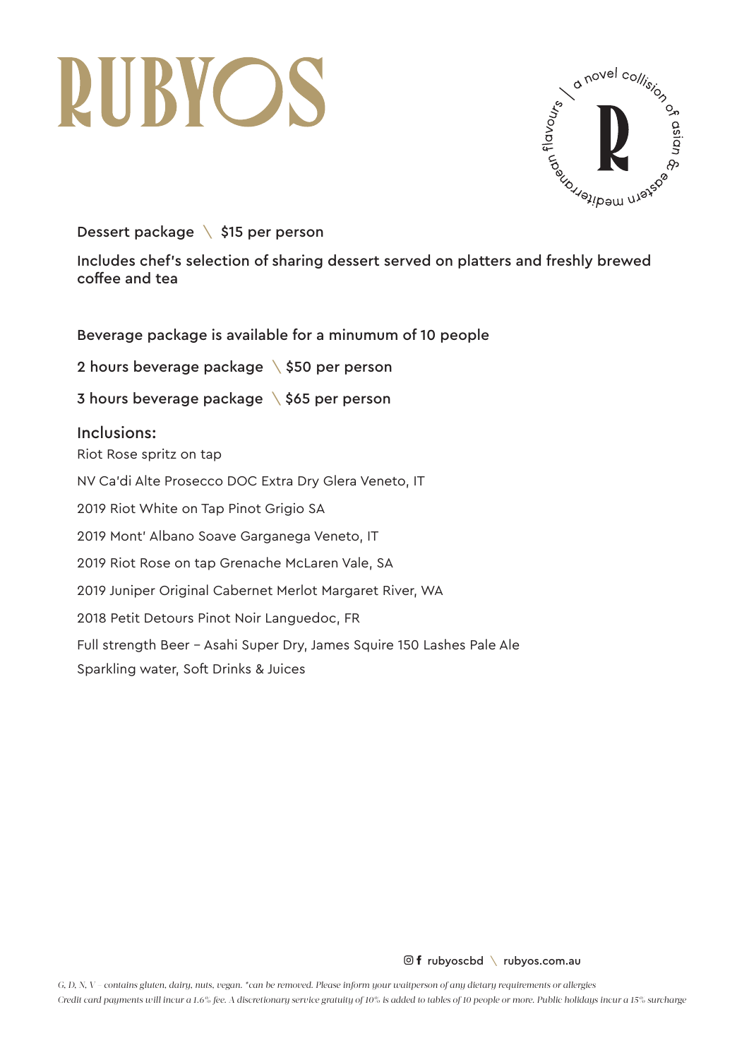# RUBYOS

a novel collision of asian & eastern mediterranean flavours

Dessert package \ $15 per person

Includes chef's selection of sharing dessert served on platters and freshly brewed coffee and tea

Beverage package is available for a minumum of 10 people

2 hours beverage package \ $50 per person

3 hours beverage package \ $65 per person

## Inclusions:

Riot Rose spritz on tap

NV Ca'di Alte Prosecco DOC Extra Dry Glera Veneto, IT

2019 Riot White on Tap Pinot Grigio SA

2019 Mont' Albano Soave Garganega Veneto, IT

2019 Riot Rose on tap Grenache McLaren Vale, SA

2019 Juniper Original Cabernet Merlot Margaret River, WA

2018 Petit Detours Pinot Noir Languedoc, FR

Full strength Beer – Asahi Super Dry, James Squire 150 Lashes Pale Ale

Sparkling water, Soft Drinks & Juices

rubyoscbd \ rubyos.com.au

*G, D, N, V – contains gluten, dairy, nuts, vegan. *can be removed. Please inform your waitperson of any dietary requirements or allergies*

*Credit card payments will incur a 1.6% fee. A discretionary service gratuity of 10% is added to tables of 10 people or more. Public holidays incur a 15% surcharge*